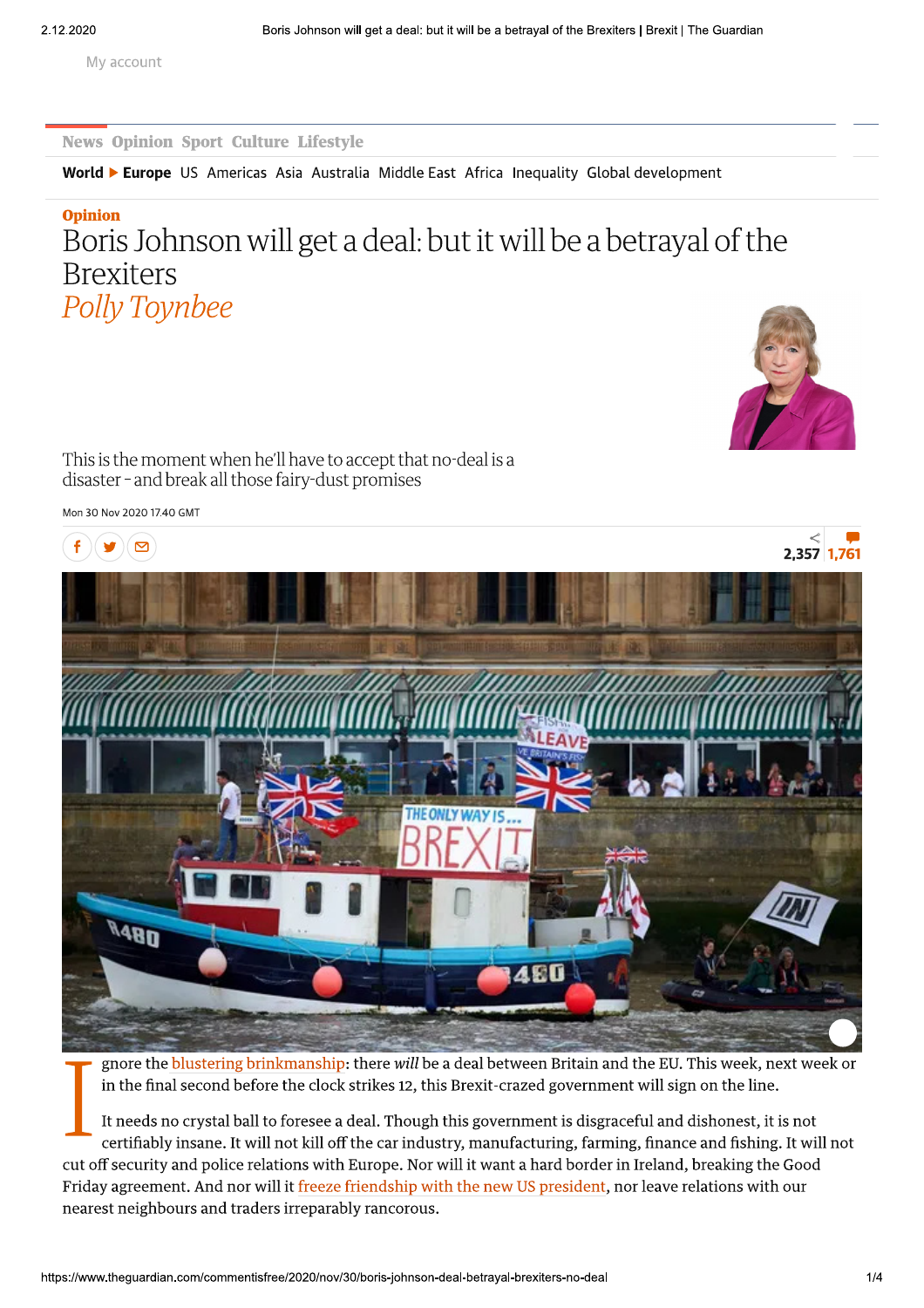Opinion

# Boris Johnson will get a deal: but it will be a betrayal of the Brexiters

*Polly Toynbee*

This is the moment when he'll have to accept that no-deal is a disaster - and break all those fairy-dust promises

Mon 30 Nov 2020 17.40 GMT

Ignore the blustering brinkmanship: there *will* be a deal between Britain and the EU. This week, next week or in the final second before the clock strikes 12, this Brexit-crazed government will sign on the line.

It needs no crystal ball to foresee a deal. Though this government is disgraceful and dishonest, it is not certifiably insane. It will not kill off the car industry, manufacturing, farming, finance and fishing. It will not cut off security and police relations with Europe. Nor will it want a hard border in Ireland, breaking the Good Friday agreement. And nor will it freeze friendship with the new US president, nor leave relations with our nearest neighbours and traders irreparably rancorous.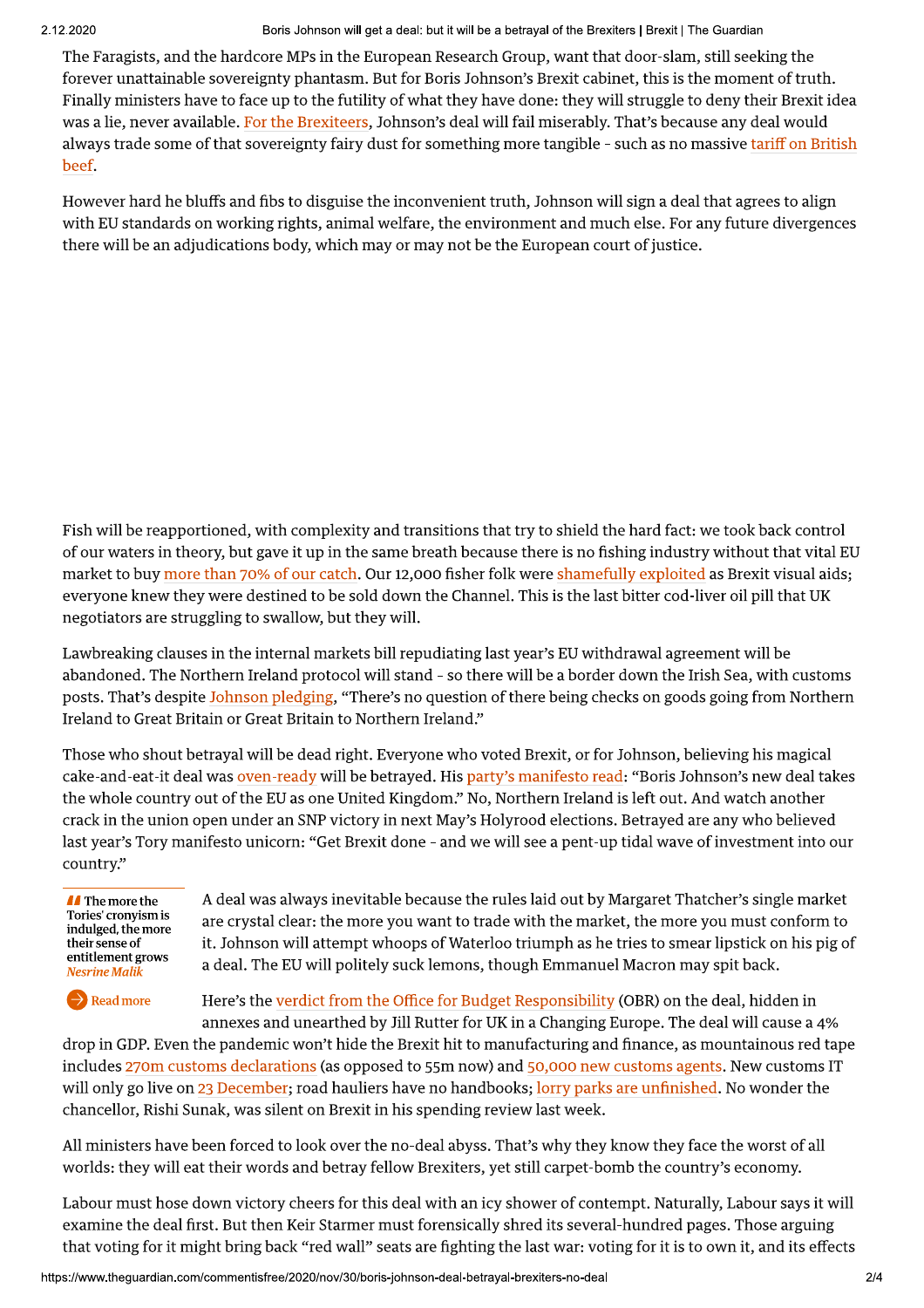The Faragists, and the hardcore MPs in the European Research Group, want that door-slam, still seeking the forever unattainable sovereignty phantasm. But for Boris Johnson's Brexit cabinet, this is the moment of truth. Finally ministers have to face up to the futility of what they have done: they will struggle to deny their Brexit idea was a lie, never available. For the Brexiteers, Johnson's deal will fail miserably. That's because any deal would always trade some of that sovereignty fairy dust for something more tangible - such as no massive tariff on British beef.

However hard he bluffs and fibs to disguise the inconvenient truth, Johnson will sign a deal that agrees to align with EU standards on working rights, animal welfare, the environment and much else. For any future divergences there will be an adjudications body, which may or may not be the European court of justice.

Fish will be reapportioned, with complexity and transitions that try to shield the hard fact: we took back control of our waters in theory, but gave it up in the same breath because there is no fishing industry without that vital EU market to buy more than 70% of our catch. Our 12,000 fisher folk were shamefully exploited as Brexit visual aids; everyone knew they were destined to be sold down the Channel. This is the last bitter cod-liver oil pill that UK negotiators are struggling to swallow, but they will.

Lawbreaking clauses in the internal markets bill repudiating last year's EU withdrawal agreement will be abandoned. The Northern Ireland protocol will stand - so there will be a border down the Irish Sea, with customs posts. That's despite Johnson pledging, "There's no question of there being checks on goods going from Northern Ireland to Great Britain or Great Britain to Northern Ireland."

Those who shout betrayal will be dead right. Everyone who voted Brexit, or for Johnson, believing his magical cake-and-eat-it deal was oven-ready will be betrayed. His party's manifesto read: "Boris Johnson's new deal takes the whole country out of the EU as one United Kingdom." No, Northern Ireland is left out. And watch another crack in the union open under an SNP victory in next May's Holyrood elections. Betrayed are any who believed last year's Tory manifesto unicorn: "Get Brexit done - and we will see a pent-up tidal wave of investment into our country."

> The more the Tories' cronyism is indulged, the more their sense of entitlement grows
> *Nesrine Malik*
>
> Read more

A deal was always inevitable because the rules laid out by Margaret Thatcher's single market are crystal clear: the more you want to trade with the market, the more you must conform to it. Johnson will attempt whoops of Waterloo triumph as he tries to smear lipstick on his pig of a deal. The EU will politely suck lemons, though Emmanuel Macron may spit back.

Here's the verdict from the Office for Budget Responsibility (OBR) on the deal, hidden in annexes and unearthed by Jill Rutter for UK in a Changing Europe. The deal will cause a 4% drop in GDP. Even the pandemic won't hide the Brexit hit to manufacturing and finance, as mountainous red tape includes 270m customs declarations (as opposed to 55m now) and 50,000 new customs agents. New customs IT will only go live on 23 December; road hauliers have no handbooks; lorry parks are unfinished. No wonder the chancellor, Rishi Sunak, was silent on Brexit in his spending review last week.

All ministers have been forced to look over the no-deal abyss. That's why they know they face the worst of all worlds: they will eat their words and betray fellow Brexiters, yet still carpet-bomb the country's economy.

Labour must hose down victory cheers for this deal with an icy shower of contempt. Naturally, Labour says it will examine the deal first. But then Keir Starmer must forensically shred its several-hundred pages. Those arguing that voting for it might bring back "red wall" seats are fighting the last war: voting for it is to own it, and its effects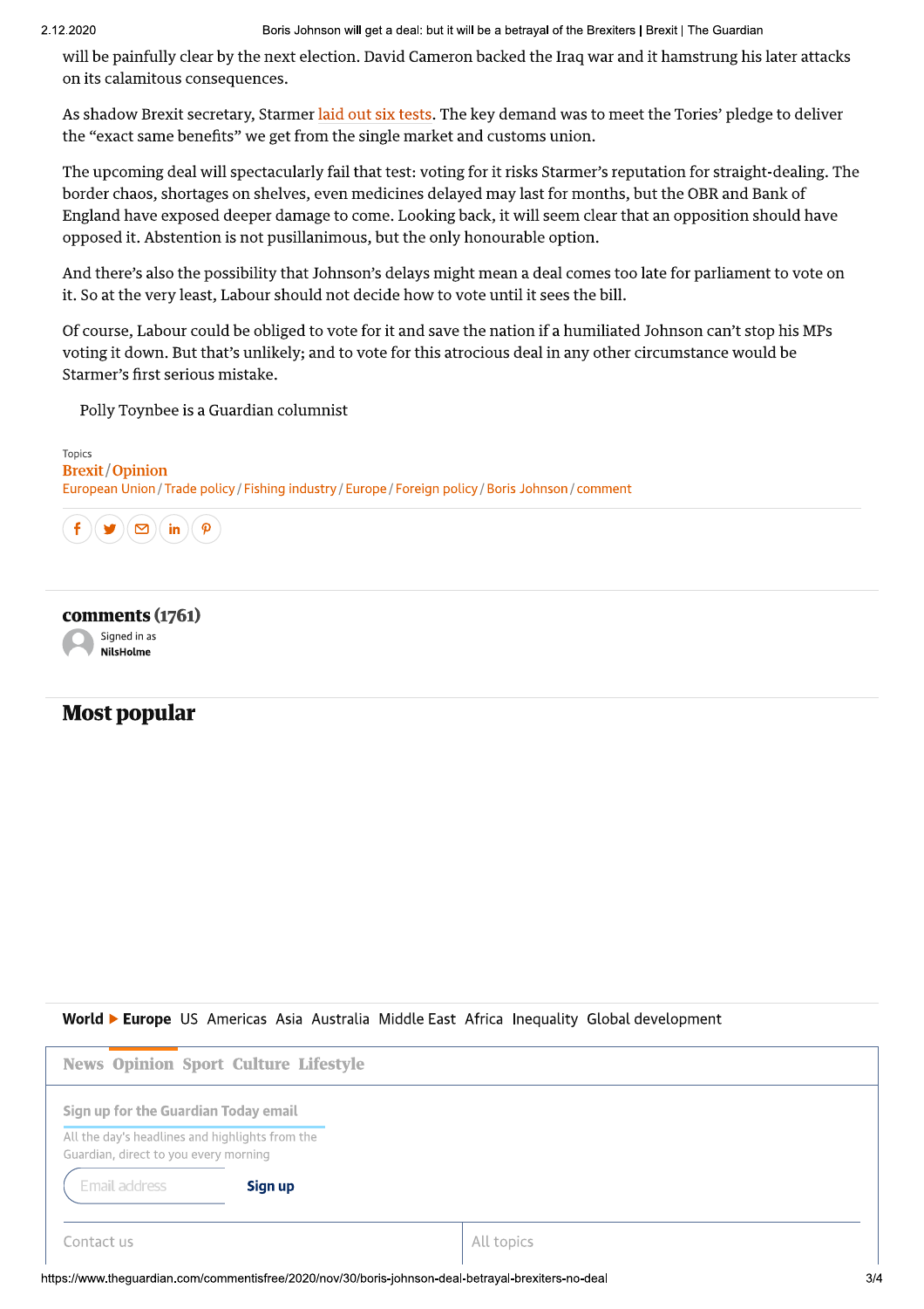will be painfully clear by the next election. David Cameron backed the Iraq war and it hamstrung his later attacks on its calamitous consequences.

As shadow Brexit secretary, Starmer laid out six tests. The key demand was to meet the Tories' pledge to deliver the "exact same benefits" we get from the single market and customs union.

The upcoming deal will spectacularly fail that test: voting for it risks Starmer's reputation for straight-dealing. The border chaos, shortages on shelves, even medicines delayed may last for months, but the OBR and Bank of England have exposed deeper damage to come. Looking back, it will seem clear that an opposition should have opposed it. Abstention is not pusillanimous, but the only honourable option.

And there's also the possibility that Johnson's delays might mean a deal comes too late for parliament to vote on it. So at the very least, Labour should not decide how to vote until it sees the bill.

Of course, Labour could be obliged to vote for it and save the nation if a humiliated Johnson can't stop his MPs voting it down. But that's unlikely; and to vote for this atrocious deal in any other circumstance would be Starmer's first serious mistake.

Polly Toynbee is a Guardian columnist

Topics

Brexit / Opinion

European Union / Trade policy / Fishing industry / Europe / Foreign policy / Boris Johnson / comment

**comments (1761)**

Signed in as
NilsHolme

## Most popular

World ▸ Europe US Americas Asia Australia Middle East Africa Inequality Global development

News Opinion Sport Culture Lifestyle

Sign up for the Guardian Today email

All the day's headlines and highlights from the Guardian, direct to you every morning

Email address Sign up

Contact us

All topics